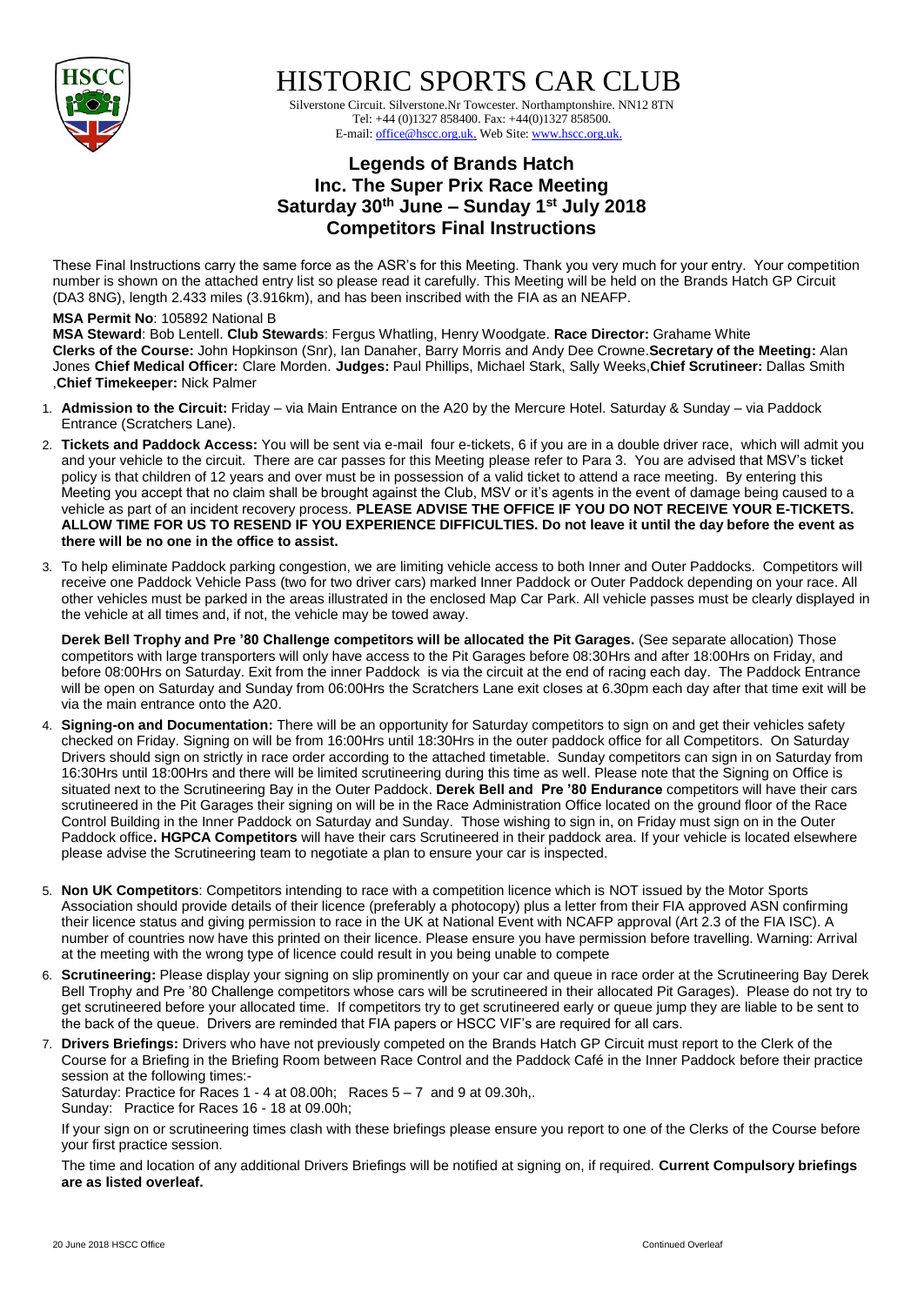# HISTORIC SPORTS CAR CLUB

Silverstone Circuit. Silverstone.Nr Towcester. Northamptonshire. NN12 8TN
Tel: +44 (0)1327 858400. Fax: +44(0)1327 858500.
E-mail: office@hscc.org.uk. Web Site: www.hscc.org.uk.

## Legends of Brands Hatch
## Inc. The Super Prix Race Meeting
## Saturday 30th June – Sunday 1st July 2018
## Competitors Final Instructions

These Final Instructions carry the same force as the ASR's for this Meeting. Thank you very much for your entry. Your competition number is shown on the attached entry list so please read it carefully. This Meeting will be held on the Brands Hatch GP Circuit (DA3 8NG), length 2.433 miles (3.916km), and has been inscribed with the FIA as an NEAFP.

**MSA Permit No**: 105892 National B

**MSA Steward**: Bob Lentell. **Club Stewards**: Fergus Whatling, Henry Woodgate. **Race Director:** Grahame White **Clerks of the Course:** John Hopkinson (Snr), Ian Danaher, Barry Morris and Andy Dee Crowne.**Secretary of the Meeting:** Alan Jones **Chief Medical Officer:** Clare Morden. **Judges:** Paul Phillips, Michael Stark, Sally Weeks,**Chief Scrutineer:** Dallas Smith ,**Chief Timekeeper:** Nick Palmer

1. **Admission to the Circuit:** Friday – via Main Entrance on the A20 by the Mercure Hotel. Saturday & Sunday – via Paddock Entrance (Scratchers Lane).

2. **Tickets and Paddock Access:** You will be sent via e-mail four e-tickets, 6 if you are in a double driver race, which will admit you and your vehicle to the circuit. There are car passes for this Meeting please refer to Para 3. You are advised that MSV's ticket policy is that children of 12 years and over must be in possession of a valid ticket to attend a race meeting. By entering this Meeting you accept that no claim shall be brought against the Club, MSV or it's agents in the event of damage being caused to a vehicle as part of an incident recovery process. **PLEASE ADVISE THE OFFICE IF YOU DO NOT RECEIVE YOUR E-TICKETS. ALLOW TIME FOR US TO RESEND IF YOU EXPERIENCE DIFFICULTIES. Do not leave it until the day before the event as there will be no one in the office to assist.**

3. To help eliminate Paddock parking congestion, we are limiting vehicle access to both Inner and Outer Paddocks. Competitors will receive one Paddock Vehicle Pass (two for two driver cars) marked Inner Paddock or Outer Paddock depending on your race. All other vehicles must be parked in the areas illustrated in the enclosed Map Car Park. All vehicle passes must be clearly displayed in the vehicle at all times and, if not, the vehicle may be towed away.

   **Derek Bell Trophy and Pre '80 Challenge competitors will be allocated the Pit Garages.** (See separate allocation) Those competitors with large transporters will only have access to the Pit Garages before 08:30Hrs and after 18:00Hrs on Friday, and before 08:00Hrs on Saturday. Exit from the inner Paddock is via the circuit at the end of racing each day. The Paddock Entrance will be open on Saturday and Sunday from 06:00Hrs the Scratchers Lane exit closes at 6.30pm each day after that time exit will be via the main entrance onto the A20.

4. **Signing-on and Documentation:** There will be an opportunity for Saturday competitors to sign on and get their vehicles safety checked on Friday. Signing on will be from 16:00Hrs until 18:30Hrs in the outer paddock office for all Competitors. On Saturday Drivers should sign on strictly in race order according to the attached timetable. Sunday competitors can sign in on Saturday from 16:30Hrs until 18:00Hrs and there will be limited scrutineering during this time as well. Please note that the Signing on Office is situated next to the Scrutineering Bay in the Outer Paddock. **Derek Bell and Pre '80 Endurance** competitors will have their cars scrutineered in the Pit Garages their signing on will be in the Race Administration Office located on the ground floor of the Race Control Building in the Inner Paddock on Saturday and Sunday. Those wishing to sign in, on Friday must sign on in the Outer Paddock office**. HGPCA Competitors** will have their cars Scrutineered in their paddock area. If your vehicle is located elsewhere please advise the Scrutineering team to negotiate a plan to ensure your car is inspected.

5. **Non UK Competitors**: Competitors intending to race with a competition licence which is NOT issued by the Motor Sports Association should provide details of their licence (preferably a photocopy) plus a letter from their FIA approved ASN confirming their licence status and giving permission to race in the UK at National Event with NCAFP approval (Art 2.3 of the FIA ISC). A number of countries now have this printed on their licence. Please ensure you have permission before travelling. Warning: Arrival at the meeting with the wrong type of licence could result in you being unable to compete

6. **Scrutineering:** Please display your signing on slip prominently on your car and queue in race order at the Scrutineering Bay Derek Bell Trophy and Pre '80 Challenge competitors whose cars will be scrutineered in their allocated Pit Garages). Please do not try to get scrutineered before your allocated time. If competitors try to get scrutineered early or queue jump they are liable to be sent to the back of the queue. Drivers are reminded that FIA papers or HSCC VIF's are required for all cars.

7. **Drivers Briefings:** Drivers who have not previously competed on the Brands Hatch GP Circuit must report to the Clerk of the Course for a Briefing in the Briefing Room between Race Control and the Paddock Café in the Inner Paddock before their practice session at the following times:-

   Saturday: Practice for Races 1 - 4 at 08.00h; Races 5 – 7 and 9 at 09.30h,.

   Sunday: Practice for Races 16 - 18 at 09.00h;

   If your sign on or scrutineering times clash with these briefings please ensure you report to one of the Clerks of the Course before your first practice session.

   The time and location of any additional Drivers Briefings will be notified at signing on, if required. **Current Compulsory briefings are as listed overleaf.**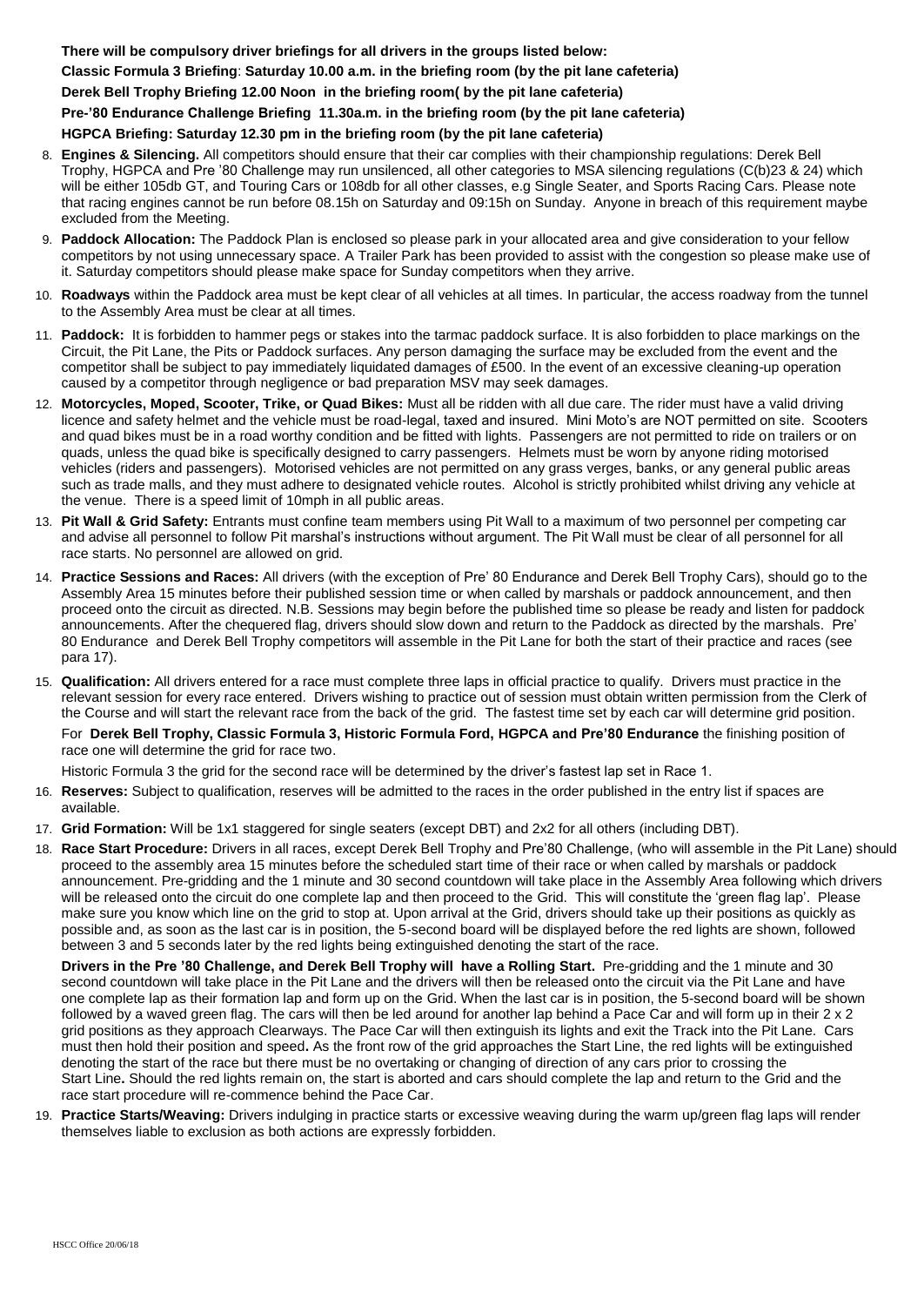**There will be compulsory driver briefings for all drivers in the groups listed below:**

**Classic Formula 3 Briefing**: **Saturday 10.00 a.m. in the briefing room (by the pit lane cafeteria)**

**Derek Bell Trophy Briefing 12.00 Noon in the briefing room( by the pit lane cafeteria)**

**Pre-'80 Endurance Challenge Briefing 11.30a.m. in the briefing room (by the pit lane cafeteria)**

**HGPCA Briefing: Saturday 12.30 pm in the briefing room (by the pit lane cafeteria)**

8. **Engines & Silencing.** All competitors should ensure that their car complies with their championship regulations: Derek Bell Trophy, HGPCA and Pre '80 Challenge may run unsilenced, all other categories to MSA silencing regulations (C(b)23 & 24) which will be either 105db GT, and Touring Cars or 108db for all other classes, e.g Single Seater, and Sports Racing Cars. Please note that racing engines cannot be run before 08.15h on Saturday and 09:15h on Sunday. Anyone in breach of this requirement maybe excluded from the Meeting.
9. **Paddock Allocation:** The Paddock Plan is enclosed so please park in your allocated area and give consideration to your fellow competitors by not using unnecessary space. A Trailer Park has been provided to assist with the congestion so please make use of it. Saturday competitors should please make space for Sunday competitors when they arrive.
10. **Roadways** within the Paddock area must be kept clear of all vehicles at all times. In particular, the access roadway from the tunnel to the Assembly Area must be clear at all times.
11. **Paddock:** It is forbidden to hammer pegs or stakes into the tarmac paddock surface. It is also forbidden to place markings on the Circuit, the Pit Lane, the Pits or Paddock surfaces. Any person damaging the surface may be excluded from the event and the competitor shall be subject to pay immediately liquidated damages of £500. In the event of an excessive cleaning-up operation caused by a competitor through negligence or bad preparation MSV may seek damages.
12. **Motorcycles, Moped, Scooter, Trike, or Quad Bikes:** Must all be ridden with all due care. The rider must have a valid driving licence and safety helmet and the vehicle must be road-legal, taxed and insured. Mini Moto's are NOT permitted on site. Scooters and quad bikes must be in a road worthy condition and be fitted with lights. Passengers are not permitted to ride on trailers or on quads, unless the quad bike is specifically designed to carry passengers. Helmets must be worn by anyone riding motorised vehicles (riders and passengers). Motorised vehicles are not permitted on any grass verges, banks, or any general public areas such as trade malls, and they must adhere to designated vehicle routes. Alcohol is strictly prohibited whilst driving any vehicle at the venue. There is a speed limit of 10mph in all public areas.
13. **Pit Wall & Grid Safety:** Entrants must confine team members using Pit Wall to a maximum of two personnel per competing car and advise all personnel to follow Pit marshal's instructions without argument. The Pit Wall must be clear of all personnel for all race starts. No personnel are allowed on grid.
14. **Practice Sessions and Races:** All drivers (with the exception of Pre' 80 Endurance and Derek Bell Trophy Cars), should go to the Assembly Area 15 minutes before their published session time or when called by marshals or paddock announcement, and then proceed onto the circuit as directed. N.B. Sessions may begin before the published time so please be ready and listen for paddock announcements. After the chequered flag, drivers should slow down and return to the Paddock as directed by the marshals. Pre' 80 Endurance and Derek Bell Trophy competitors will assemble in the Pit Lane for both the start of their practice and races (see para 17).
15. **Qualification:** All drivers entered for a race must complete three laps in official practice to qualify. Drivers must practice in the relevant session for every race entered. Drivers wishing to practice out of session must obtain written permission from the Clerk of the Course and will start the relevant race from the back of the grid. The fastest time set by each car will determine grid position.

    For **Derek Bell Trophy, Classic Formula 3, Historic Formula Ford, HGPCA and Pre'80 Endurance** the finishing position of race one will determine the grid for race two.

    Historic Formula 3 the grid for the second race will be determined by the driver's fastest lap set in Race 1.
16. **Reserves:** Subject to qualification, reserves will be admitted to the races in the order published in the entry list if spaces are available.
17. **Grid Formation:** Will be 1x1 staggered for single seaters (except DBT) and 2x2 for all others (including DBT).
18. **Race Start Procedure:** Drivers in all races, except Derek Bell Trophy and Pre'80 Challenge, (who will assemble in the Pit Lane) should proceed to the assembly area 15 minutes before the scheduled start time of their race or when called by marshals or paddock announcement. Pre-gridding and the 1 minute and 30 second countdown will take place in the Assembly Area following which drivers will be released onto the circuit do one complete lap and then proceed to the Grid. This will constitute the 'green flag lap'. Please make sure you know which line on the grid to stop at. Upon arrival at the Grid, drivers should take up their positions as quickly as possible and, as soon as the last car is in position, the 5-second board will be displayed before the red lights are shown, followed between 3 and 5 seconds later by the red lights being extinguished denoting the start of the race.

    **Drivers in the Pre '80 Challenge, and Derek Bell Trophy will have a Rolling Start.** Pre-gridding and the 1 minute and 30 second countdown will take place in the Pit Lane and the drivers will then be released onto the circuit via the Pit Lane and have one complete lap as their formation lap and form up on the Grid. When the last car is in position, the 5-second board will be shown followed by a waved green flag. The cars will then be led around for another lap behind a Pace Car and will form up in their 2 x 2 grid positions as they approach Clearways. The Pace Car will then extinguish its lights and exit the Track into the Pit Lane. Cars must then hold their position and speed**.** As the front row of the grid approaches the Start Line, the red lights will be extinguished denoting the start of the race but there must be no overtaking or changing of direction of any cars prior to crossing the Start Line**.** Should the red lights remain on, the start is aborted and cars should complete the lap and return to the Grid and the race start procedure will re-commence behind the Pace Car.
19. **Practice Starts/Weaving:** Drivers indulging in practice starts or excessive weaving during the warm up/green flag laps will render themselves liable to exclusion as both actions are expressly forbidden.

HSCC Office 20/06/18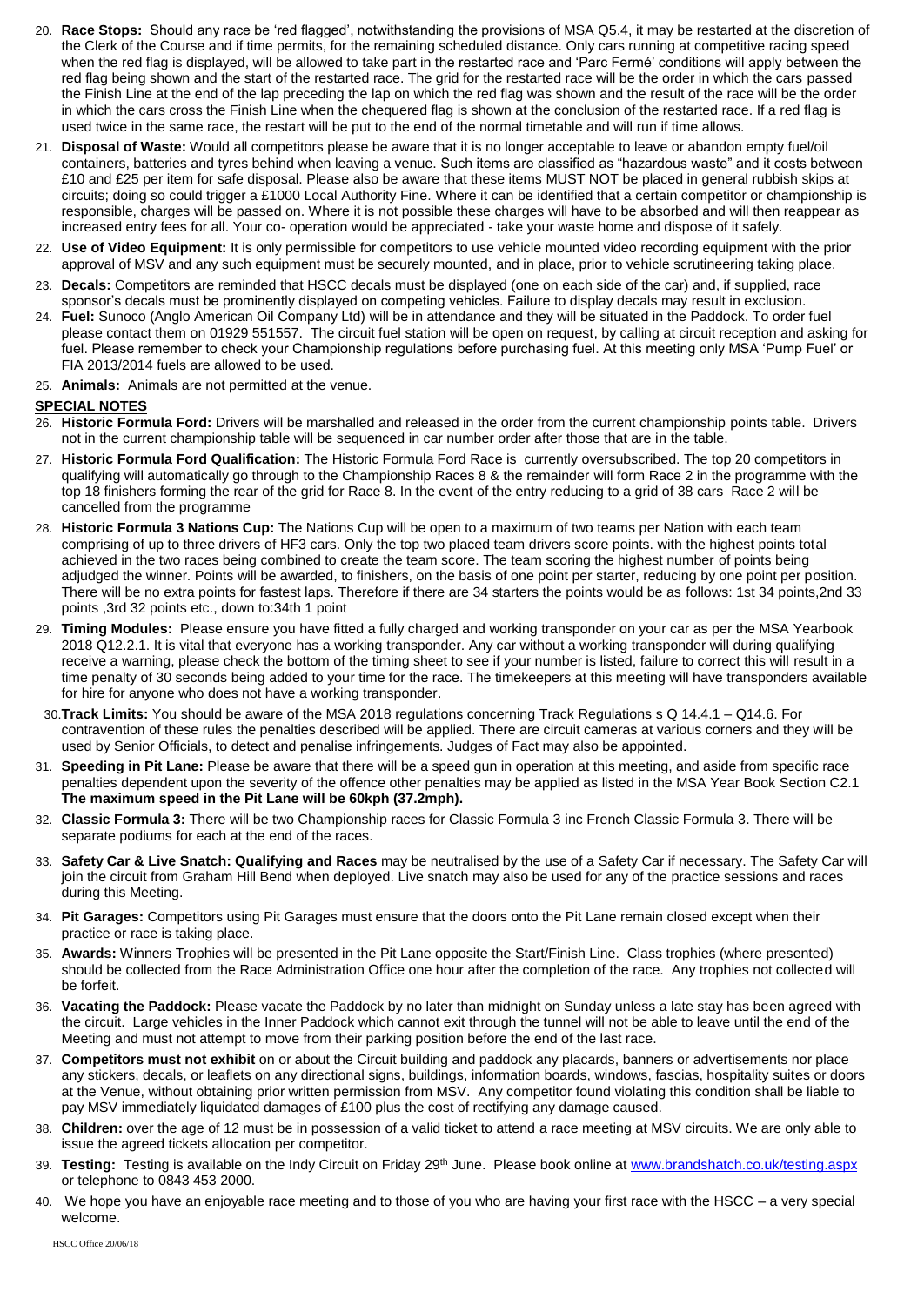20. **Race Stops:** Should any race be 'red flagged', notwithstanding the provisions of MSA Q5.4, it may be restarted at the discretion of the Clerk of the Course and if time permits, for the remaining scheduled distance. Only cars running at competitive racing speed when the red flag is displayed, will be allowed to take part in the restarted race and 'Parc Fermé' conditions will apply between the red flag being shown and the start of the restarted race. The grid for the restarted race will be the order in which the cars passed the Finish Line at the end of the lap preceding the lap on which the red flag was shown and the result of the race will be the order in which the cars cross the Finish Line when the chequered flag is shown at the conclusion of the restarted race. If a red flag is used twice in the same race, the restart will be put to the end of the normal timetable and will run if time allows.
21. **Disposal of Waste:** Would all competitors please be aware that it is no longer acceptable to leave or abandon empty fuel/oil containers, batteries and tyres behind when leaving a venue. Such items are classified as "hazardous waste" and it costs between £10 and £25 per item for safe disposal. Please also be aware that these items MUST NOT be placed in general rubbish skips at circuits; doing so could trigger a £1000 Local Authority Fine. Where it can be identified that a certain competitor or championship is responsible, charges will be passed on. Where it is not possible these charges will have to be absorbed and will then reappear as increased entry fees for all. Your co- operation would be appreciated - take your waste home and dispose of it safely.
22. **Use of Video Equipment:** It is only permissible for competitors to use vehicle mounted video recording equipment with the prior approval of MSV and any such equipment must be securely mounted, and in place, prior to vehicle scrutineering taking place.
23. **Decals:** Competitors are reminded that HSCC decals must be displayed (one on each side of the car) and, if supplied, race sponsor's decals must be prominently displayed on competing vehicles. Failure to display decals may result in exclusion.
24. **Fuel:** Sunoco (Anglo American Oil Company Ltd) will be in attendance and they will be situated in the Paddock. To order fuel please contact them on 01929 551557. The circuit fuel station will be open on request, by calling at circuit reception and asking for fuel. Please remember to check your Championship regulations before purchasing fuel. At this meeting only MSA 'Pump Fuel' or FIA 2013/2014 fuels are allowed to be used.
25. **Animals:** Animals are not permitted at the venue.

**SPECIAL NOTES**

26. **Historic Formula Ford:** Drivers will be marshalled and released in the order from the current championship points table. Drivers not in the current championship table will be sequenced in car number order after those that are in the table.
27. **Historic Formula Ford Qualification:** The Historic Formula Ford Race is currently oversubscribed. The top 20 competitors in qualifying will automatically go through to the Championship Races 8 & the remainder will form Race 2 in the programme with the top 18 finishers forming the rear of the grid for Race 8. In the event of the entry reducing to a grid of 38 cars Race 2 will be cancelled from the programme
28. **Historic Formula 3 Nations Cup:** The Nations Cup will be open to a maximum of two teams per Nation with each team comprising of up to three drivers of HF3 cars. Only the top two placed team drivers score points. with the highest points total achieved in the two races being combined to create the team score. The team scoring the highest number of points being adjudged the winner. Points will be awarded, to finishers, on the basis of one point per starter, reducing by one point per position. There will be no extra points for fastest laps. Therefore if there are 34 starters the points would be as follows: 1st 34 points,2nd 33 points ,3rd 32 points etc., down to:34th 1 point
29. **Timing Modules:** Please ensure you have fitted a fully charged and working transponder on your car as per the MSA Yearbook 2018 Q12.2.1. It is vital that everyone has a working transponder. Any car without a working transponder will during qualifying receive a warning, please check the bottom of the timing sheet to see if your number is listed, failure to correct this will result in a time penalty of 30 seconds being added to your time for the race. The timekeepers at this meeting will have transponders available for hire for anyone who does not have a working transponder.
30. **Track Limits:** You should be aware of the MSA 2018 regulations concerning Track Regulations s Q 14.4.1 – Q14.6. For contravention of these rules the penalties described will be applied. There are circuit cameras at various corners and they will be used by Senior Officials, to detect and penalise infringements. Judges of Fact may also be appointed.
31. **Speeding in Pit Lane:** Please be aware that there will be a speed gun in operation at this meeting, and aside from specific race penalties dependent upon the severity of the offence other penalties may be applied as listed in the MSA Year Book Section C2.1 **The maximum speed in the Pit Lane will be 60kph (37.2mph).**
32. **Classic Formula 3:** There will be two Championship races for Classic Formula 3 inc French Classic Formula 3. There will be separate podiums for each at the end of the races.
33. **Safety Car & Live Snatch: Qualifying and Races** may be neutralised by the use of a Safety Car if necessary. The Safety Car will join the circuit from Graham Hill Bend when deployed. Live snatch may also be used for any of the practice sessions and races during this Meeting.
34. **Pit Garages:** Competitors using Pit Garages must ensure that the doors onto the Pit Lane remain closed except when their practice or race is taking place.
35. **Awards:** Winners Trophies will be presented in the Pit Lane opposite the Start/Finish Line. Class trophies (where presented) should be collected from the Race Administration Office one hour after the completion of the race. Any trophies not collected will be forfeit.
36. **Vacating the Paddock:** Please vacate the Paddock by no later than midnight on Sunday unless a late stay has been agreed with the circuit. Large vehicles in the Inner Paddock which cannot exit through the tunnel will not be able to leave until the end of the Meeting and must not attempt to move from their parking position before the end of the last race.
37. **Competitors must not exhibit** on or about the Circuit building and paddock any placards, banners or advertisements nor place any stickers, decals, or leaflets on any directional signs, buildings, information boards, windows, fascias, hospitality suites or doors at the Venue, without obtaining prior written permission from MSV. Any competitor found violating this condition shall be liable to pay MSV immediately liquidated damages of £100 plus the cost of rectifying any damage caused.
38. **Children:** over the age of 12 must be in possession of a valid ticket to attend a race meeting at MSV circuits. We are only able to issue the agreed tickets allocation per competitor.
39. **Testing:** Testing is available on the Indy Circuit on Friday 29th June. Please book online at www.brandshatch.co.uk/testing.aspx or telephone to 0843 453 2000.
40. We hope you have an enjoyable race meeting and to those of you who are having your first race with the HSCC – a very special welcome.

HSCC Office 20/06/18